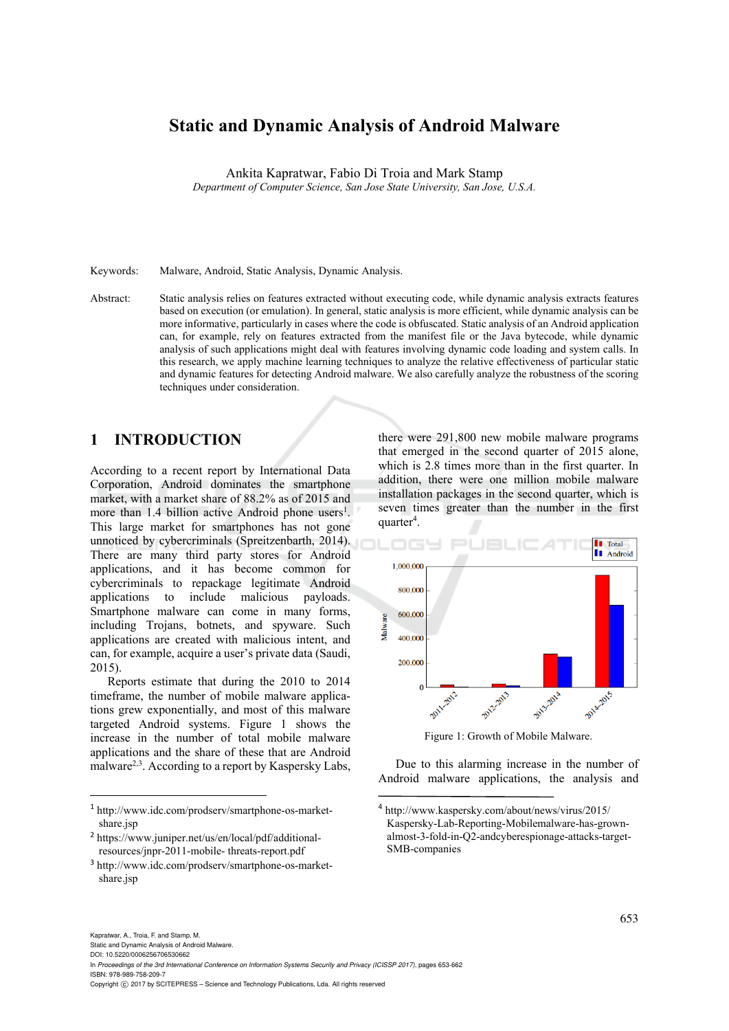# Static and Dynamic Analysis of Android Malware

Ankita Kapratwar, Fabio Di Troia and Mark Stamp

*Department of Computer Science, San Jose State University, San Jose, U.S.A.*

Keywords: Malware, Android, Static Analysis, Dynamic Analysis.

Abstract: Static analysis relies on features extracted without executing code, while dynamic analysis extracts features based on execution (or emulation). In general, static analysis is more efficient, while dynamic analysis can be more informative, particularly in cases where the code is obfuscated. Static analysis of an Android application can, for example, rely on features extracted from the manifest file or the Java bytecode, while dynamic analysis of such applications might deal with features involving dynamic code loading and system calls. In this research, we apply machine learning techniques to analyze the relative effectiveness of particular static and dynamic features for detecting Android malware. We also carefully analyze the robustness of the scoring techniques under consideration.

## 1 INTRODUCTION

According to a recent report by International Data Corporation, Android dominates the smartphone market, with a market share of 88.2% as of 2015 and more than 1.4 billion active Android phone users[1]. This large market for smartphones has not gone unnoticed by cybercriminals (Spreitzenbarth, 2014). There are many third party stores for Android applications, and it has become common for cybercriminals to repackage legitimate Android applications to include malicious payloads. Smartphone malware can come in many forms, including Trojans, botnets, and spyware. Such applications are created with malicious intent, and can, for example, acquire a user's private data (Saudi, 2015).

Reports estimate that during the 2010 to 2014 timeframe, the number of mobile malware applications grew exponentially, and most of this malware targeted Android systems. Figure 1 shows the increase in the number of total mobile malware applications and the share of these that are Android malware[2,3]. According to a report by Kaspersky Labs, there were 291,800 new mobile malware programs that emerged in the second quarter of 2015 alone, which is 2.8 times more than in the first quarter. In addition, there were one million mobile malware installation packages in the second quarter, which is seven times greater than the number in the first quarter[4].

Figure 1: Growth of Mobile Malware.

Due to this alarming increase in the number of Android malware applications, the analysis and

[1] http://www.idc.com/prodserv/smartphone-os-market-share.jsp

[2] https://www.juniper.net/us/en/local/pdf/additional-resources/jnpr-2011-mobile- threats-report.pdf

[3] http://www.idc.com/prodserv/smartphone-os-market-share.jsp

[4] http://www.kaspersky.com/about/news/virus/2015/Kaspersky-Lab-Reporting-Mobilemalware-has-grown-almost-3-fold-in-Q2-andcyberespionage-attacks-target-SMB-companies

Kapratwar, A., Troia, F. and Stamp, M.
Static and Dynamic Analysis of Android Malware.
DOI: 10.5220/0006256706530662
In *Proceedings of the 3rd International Conference on Information Systems Security and Privacy (ICISSP 2017)*, pages 653-662
ISBN: 978-989-758-209-7
Copyright © 2017 by SCITEPRESS – Science and Technology Publications, Lda. All rights reserved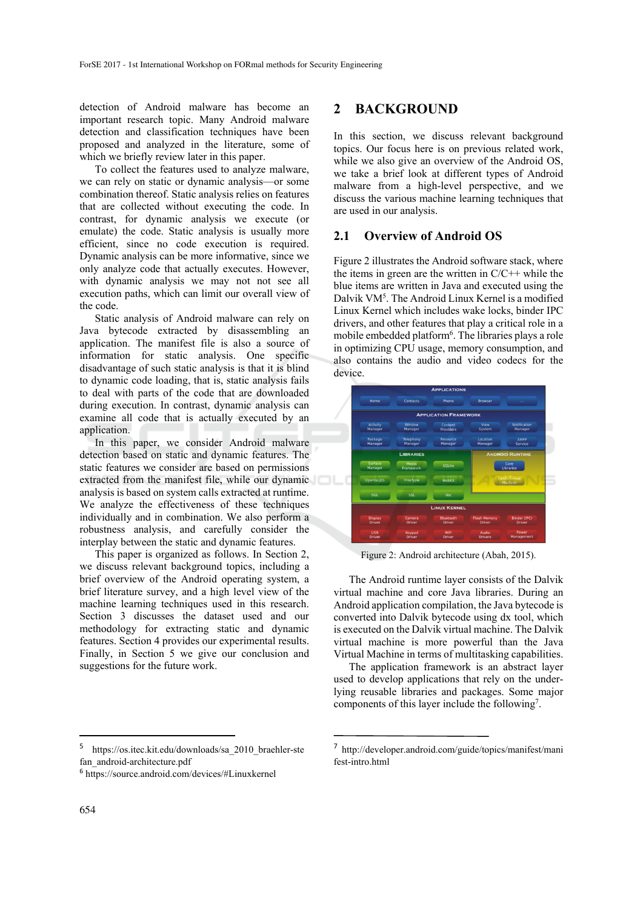detection of Android malware has become an important research topic. Many Android malware detection and classification techniques have been proposed and analyzed in the literature, some of which we briefly review later in this paper.

To collect the features used to analyze malware, we can rely on static or dynamic analysis—or some combination thereof. Static analysis relies on features that are collected without executing the code. In contrast, for dynamic analysis we execute (or emulate) the code. Static analysis is usually more efficient, since no code execution is required. Dynamic analysis can be more informative, since we only analyze code that actually executes. However, with dynamic analysis we may not not see all execution paths, which can limit our overall view of the code.

Static analysis of Android malware can rely on Java bytecode extracted by disassembling an application. The manifest file is also a source of information for static analysis. One specific disadvantage of such static analysis is that it is blind to dynamic code loading, that is, static analysis fails to deal with parts of the code that are downloaded during execution. In contrast, dynamic analysis can examine all code that is actually executed by an application.

In this paper, we consider Android malware detection based on static and dynamic features. The static features we consider are based on permissions extracted from the manifest file, while our dynamic analysis is based on system calls extracted at runtime. We analyze the effectiveness of these techniques individually and in combination. We also perform a robustness analysis, and carefully consider the interplay between the static and dynamic features.

This paper is organized as follows. In Section 2, we discuss relevant background topics, including a brief overview of the Android operating system, a brief literature survey, and a high level view of the machine learning techniques used in this research. Section 3 discusses the dataset used and our methodology for extracting static and dynamic features. Section 4 provides our experimental results. Finally, in Section 5 we give our conclusion and suggestions for the future work.

## 2 BACKGROUND

In this section, we discuss relevant background topics. Our focus here is on previous related work, while we also give an overview of the Android OS, we take a brief look at different types of Android malware from a high-level perspective, and we discuss the various machine learning techniques that are used in our analysis.

### 2.1 Overview of Android OS

Figure 2 illustrates the Android software stack, where the items in green are the written in C/C++ while the blue items are written in Java and executed using the Dalvik VM[5]. The Android Linux Kernel is a modified Linux Kernel which includes wake locks, binder IPC drivers, and other features that play a critical role in a mobile embedded platform[6]. The libraries plays a role in optimizing CPU usage, memory consumption, and also contains the audio and video codecs for the device.

Figure 2: Android architecture (Abah, 2015).

The Android runtime layer consists of the Dalvik virtual machine and core Java libraries. During an Android application compilation, the Java bytecode is converted into Dalvik bytecode using dx tool, which is executed on the Dalvik virtual machine. The Dalvik virtual machine is more powerful than the Java Virtual Machine in terms of multitasking capabilities.

The application framework is an abstract layer used to develop applications that rely on the underlying reusable libraries and packages. Some major components of this layer include the following[7].

---

[5] https://os.itec.kit.edu/downloads/sa_2010_braehler-stefan_android-architecture.pdf

[6] https://source.android.com/devices/#Linuxkernel

[7] http://developer.android.com/guide/topics/manifest/manifest-intro.html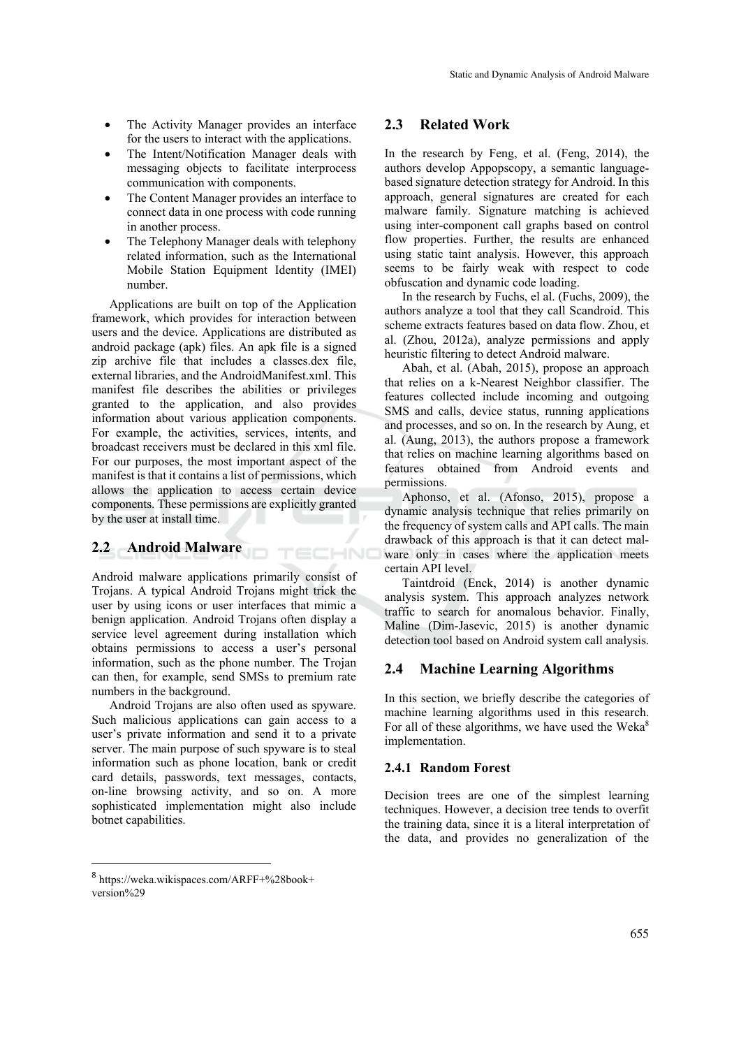- The Activity Manager provides an interface for the users to interact with the applications.
- The Intent/Notification Manager deals with messaging objects to facilitate interprocess communication with components.
- The Content Manager provides an interface to connect data in one process with code running in another process.
- The Telephony Manager deals with telephony related information, such as the International Mobile Station Equipment Identity (IMEI) number.

Applications are built on top of the Application framework, which provides for interaction between users and the device. Applications are distributed as android package (apk) files. An apk file is a signed zip archive file that includes a classes.dex file, external libraries, and the AndroidManifest.xml. This manifest file describes the abilities or privileges granted to the application, and also provides information about various application components. For example, the activities, services, intents, and broadcast receivers must be declared in this xml file. For our purposes, the most important aspect of the manifest is that it contains a list of permissions, which allows the application to access certain device components. These permissions are explicitly granted by the user at install time.

## 2.2 Android Malware

Android malware applications primarily consist of Trojans. A typical Android Trojans might trick the user by using icons or user interfaces that mimic a benign application. Android Trojans often display a service level agreement during installation which obtains permissions to access a user's personal information, such as the phone number. The Trojan can then, for example, send SMSs to premium rate numbers in the background.

Android Trojans are also often used as spyware. Such malicious applications can gain access to a user's private information and send it to a private server. The main purpose of such spyware is to steal information such as phone location, bank or credit card details, passwords, text messages, contacts, on-line browsing activity, and so on. A more sophisticated implementation might also include botnet capabilities.

## 2.3 Related Work

In the research by Feng, et al. (Feng, 2014), the authors develop Appopscopy, a semantic language-based signature detection strategy for Android. In this approach, general signatures are created for each malware family. Signature matching is achieved using inter-component call graphs based on control flow properties. Further, the results are enhanced using static taint analysis. However, this approach seems to be fairly weak with respect to code obfuscation and dynamic code loading.

In the research by Fuchs, el al. (Fuchs, 2009), the authors analyze a tool that they call Scandroid. This scheme extracts features based on data flow. Zhou, et al. (Zhou, 2012a), analyze permissions and apply heuristic filtering to detect Android malware.

Abah, et al. (Abah, 2015), propose an approach that relies on a k-Nearest Neighbor classifier. The features collected include incoming and outgoing SMS and calls, device status, running applications and processes, and so on. In the research by Aung, et al. (Aung, 2013), the authors propose a framework that relies on machine learning algorithms based on features obtained from Android events and permissions.

Aphonso, et al. (Afonso, 2015), propose a dynamic analysis technique that relies primarily on the frequency of system calls and API calls. The main drawback of this approach is that it can detect malware only in cases where the application meets certain API level.

Taintdroid (Enck, 2014) is another dynamic analysis system. This approach analyzes network traffic to search for anomalous behavior. Finally, Maline (Dim-Jasevic, 2015) is another dynamic detection tool based on Android system call analysis.

## 2.4 Machine Learning Algorithms

In this section, we briefly describe the categories of machine learning algorithms used in this research. For all of these algorithms, we have used the Weka[8] implementation.

### 2.4.1 Random Forest

Decision trees are one of the simplest learning techniques. However, a decision tree tends to overfit the training data, since it is a literal interpretation of the data, and provides no generalization of the

[8] https://weka.wikispaces.com/ARFF+%28book+version%29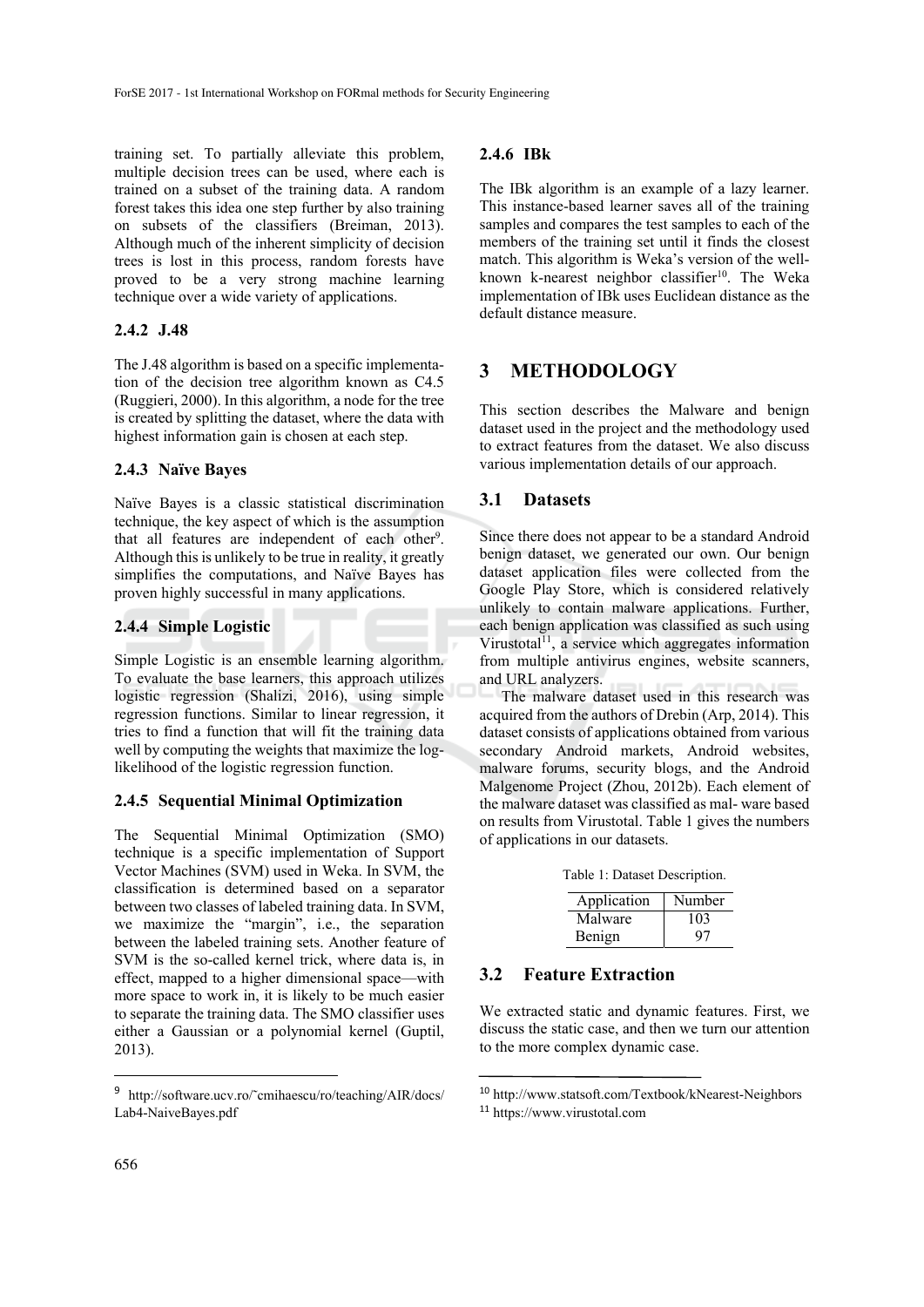training set. To partially alleviate this problem, multiple decision trees can be used, where each is trained on a subset of the training data. A random forest takes this idea one step further by also training on subsets of the classifiers (Breiman, 2013). Although much of the inherent simplicity of decision trees is lost in this process, random forests have proved to be a very strong machine learning technique over a wide variety of applications.

### 2.4.2 J.48

The J.48 algorithm is based on a specific implementation of the decision tree algorithm known as C4.5 (Ruggieri, 2000). In this algorithm, a node for the tree is created by splitting the dataset, where the data with highest information gain is chosen at each step.

### 2.4.3 Naïve Bayes

Naïve Bayes is a classic statistical discrimination technique, the key aspect of which is the assumption that all features are independent of each other[9]. Although this is unlikely to be true in reality, it greatly simplifies the computations, and Naïve Bayes has proven highly successful in many applications.

### 2.4.4 Simple Logistic

Simple Logistic is an ensemble learning algorithm. To evaluate the base learners, this approach utilizes logistic regression (Shalizi, 2016), using simple regression functions. Similar to linear regression, it tries to find a function that will fit the training data well by computing the weights that maximize the log-likelihood of the logistic regression function.

### 2.4.5 Sequential Minimal Optimization

The Sequential Minimal Optimization (SMO) technique is a specific implementation of Support Vector Machines (SVM) used in Weka. In SVM, the classification is determined based on a separator between two classes of labeled training data. In SVM, we maximize the "margin", i.e., the separation between the labeled training sets. Another feature of SVM is the so-called kernel trick, where data is, in effect, mapped to a higher dimensional space—with more space to work in, it is likely to be much easier to separate the training data. The SMO classifier uses either a Gaussian or a polynomial kernel (Guptil, 2013).

### 2.4.6 IBk

The IBk algorithm is an example of a lazy learner. This instance-based learner saves all of the training samples and compares the test samples to each of the members of the training set until it finds the closest match. This algorithm is Weka's version of the well-known k-nearest neighbor classifier[10]. The Weka implementation of IBk uses Euclidean distance as the default distance measure.

## 3 METHODOLOGY

This section describes the Malware and benign dataset used in the project and the methodology used to extract features from the dataset. We also discuss various implementation details of our approach.

### 3.1 Datasets

Since there does not appear to be a standard Android benign dataset, we generated our own. Our benign dataset application files were collected from the Google Play Store, which is considered relatively unlikely to contain malware applications. Further, each benign application was classified as such using Virustotal[11], a service which aggregates information from multiple antivirus engines, website scanners, and URL analyzers.

The malware dataset used in this research was acquired from the authors of Drebin (Arp, 2014). This dataset consists of applications obtained from various secondary Android markets, Android websites, malware forums, security blogs, and the Android Malgenome Project (Zhou, 2012b). Each element of the malware dataset was classified as mal- ware based on results from Virustotal. Table 1 gives the numbers of applications in our datasets.

Table 1: Dataset Description.

| Application | Number |
|---|---|
| Malware | 103 |
| Benign | 97 |

### 3.2 Feature Extraction

We extracted static and dynamic features. First, we discuss the static case, and then we turn our attention to the more complex dynamic case.

---

[9] http://software.ucv.ro/~cmihaescu/ro/teaching/AIR/docs/Lab4-NaiveBayes.pdf

[10] http://www.statsoft.com/Textbook/kNearest-Neighbors

[11] https://www.virustotal.com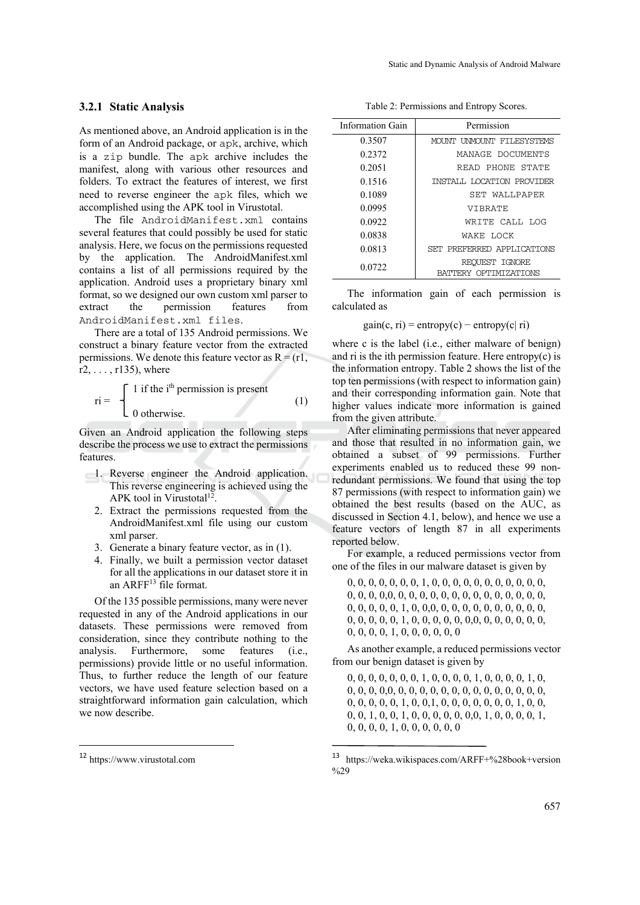### 3.2.1 Static Analysis

As mentioned above, an Android application is in the form of an Android package, or `apk`, archive, which is a `zip` bundle. The `apk` archive includes the manifest, along with various other resources and folders. To extract the features of interest, we first need to reverse engineer the `apk` files, which we accomplished using the APK tool in Virustotal.

The file `AndroidManifest.xml` contains several features that could possibly be used for static analysis. Here, we focus on the permissions requested by the application. The AndroidManifest.xml contains a list of all permissions required by the application. Android uses a proprietary binary xml format, so we designed our own custom xml parser to extract the permission features from `AndroidManifest.xml files`.

There are a total of 135 Android permissions. We construct a binary feature vector from the extracted permissions. We denote this feature vector as $R = (r1, r2, \ldots, r135)$, where

$$ri = \begin{cases} 1 \text{ if the } i^{th} \text{ permission is present} \\ 0 \text{ otherwise.} \end{cases} \quad (1)$$

Given an Android application the following steps describe the process we use to extract the permissions features.

1. Reverse engineer the Android application. This reverse engineering is achieved using the APK tool in Virustotal[12].
2. Extract the permissions requested from the AndroidManifest.xml file using our custom xml parser.
3. Generate a binary feature vector, as in (1).
4. Finally, we built a permission vector dataset for all the applications in our dataset store it in an ARFF[13] file format.

Of the 135 possible permissions, many were never requested in any of the Android applications in our datasets. These permissions were removed from consideration, since they contribute nothing to the analysis. Furthermore, some features (i.e., permissions) provide little or no useful information. Thus, to further reduce the length of our feature vectors, we have used feature selection based on a straightforward information gain calculation, which we now describe.

Table 2: Permissions and Entropy Scores.

| Information Gain | Permission |
|---|---|
| 0.3507 | MOUNT UNMOUNT FILESYSTEMS |
| 0.2372 | MANAGE DOCUMENTS |
| 0.2051 | READ PHONE STATE |
| 0.1516 | INSTALL LOCATION PROVIDER |
| 0.1089 | SET WALLPAPER |
| 0.0995 | VIBRATE |
| 0.0922 | WRITE CALL LOG |
| 0.0838 | WAKE LOCK |
| 0.0813 | SET PREFERRED APPLICATIONS |
| 0.0722 | REQUEST IGNORE BATTERY OPTIMIZATIONS |

The information gain of each permission is calculated as

$$\text{gain}(c, ri) = \text{entropy}(c) - \text{entropy}(c|\, ri)$$

where c is the label (i.e., either malware of benign) and ri is the ith permission feature. Here entropy(c) is the information entropy. Table 2 shows the list of the top ten permissions (with respect to information gain) and their corresponding information gain. Note that higher values indicate more information is gained from the given attribute.

After eliminating permissions that never appeared and those that resulted in no information gain, we obtained a subset of 99 permissions. Further experiments enabled us to reduced these 99 non-redundant permissions. We found that using the top 87 permissions (with respect to information gain) we obtained the best results (based on the AUC, as discussed in Section 4.1, below), and hence we use a feature vectors of length 87 in all experiments reported below.

For example, a reduced permissions vector from one of the files in our malware dataset is given by

0, 0, 0, 0, 0, 0, 0, 1, 0, 0, 0, 0, 0, 0, 0, 0, 0, 0, 0,
0, 0, 0, 0,0, 0, 0, 0, 0, 0, 0, 0, 0, 0, 0, 0, 0, 0, 0,
0, 0, 0, 0, 0, 1, 0, 0,0, 0, 0, 0, 0, 0, 0, 0, 0, 0, 0,
0, 0, 0, 0, 0, 1, 0, 0, 0, 0, 0, 0,0, 0, 0, 0, 0, 0, 0,
0, 0, 0, 0, 1, 0, 0, 0, 0, 0, 0

As another example, a reduced permissions vector from our benign dataset is given by

0, 0, 0, 0, 0, 0, 0, 1, 0, 0, 0, 0, 1, 0, 0, 0, 0, 1, 0,
0, 0, 0, 0,0, 0, 0, 0, 0, 0, 0, 0, 0, 0, 0, 0, 0, 0, 0,
0, 0, 0, 0, 0, 1, 0, 0,1, 0, 0, 0, 0, 0, 0, 0, 1, 0, 0,
0, 0, 1, 0, 0, 1, 0, 0, 0, 0, 0, 0,0, 1, 0, 0, 0, 0, 1,
0, 0, 0, 0, 1, 0, 0, 0, 0, 0, 0

[12] https://www.virustotal.com

[13] https://weka.wikispaces.com/ARFF+%28book+version%29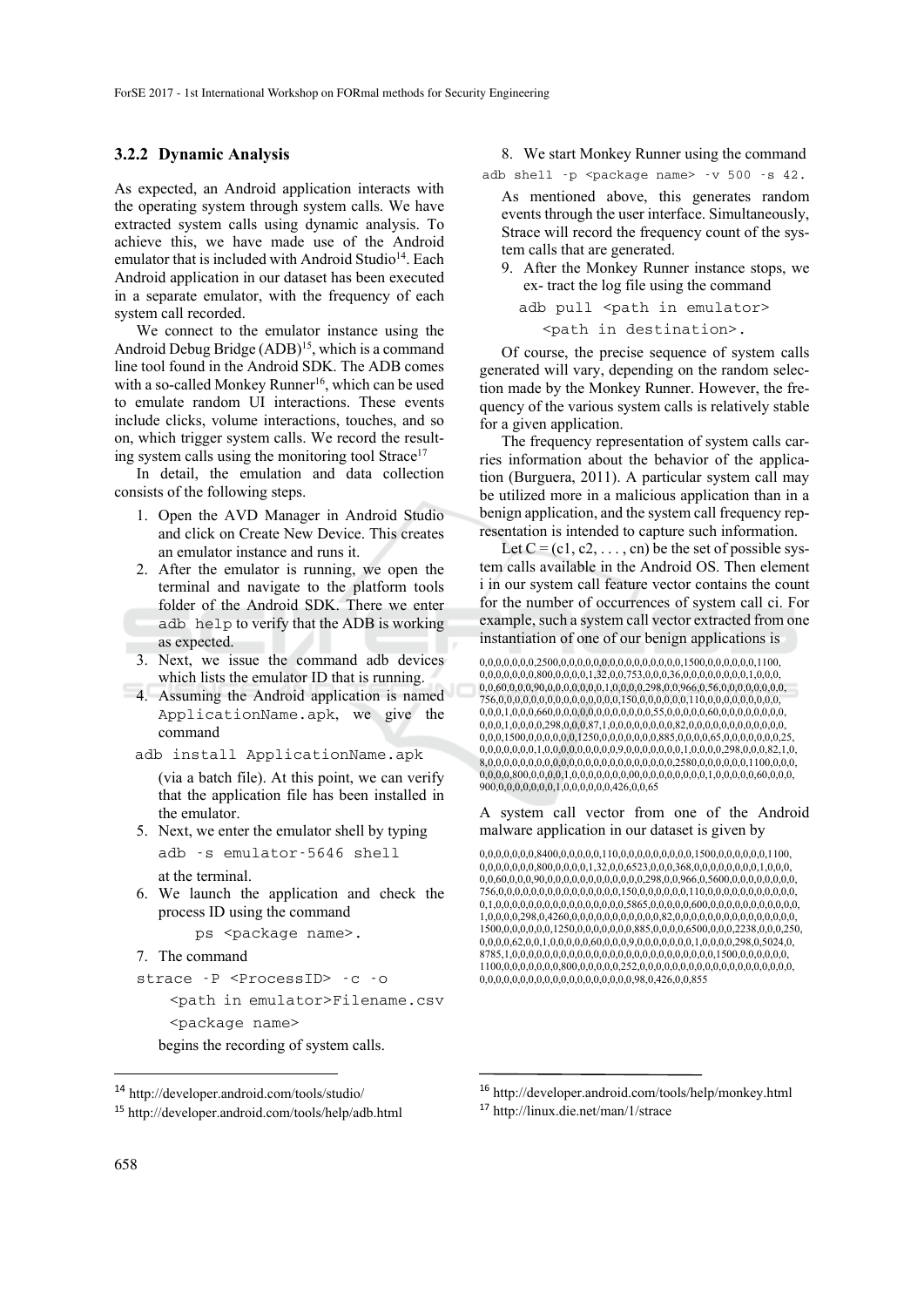### 3.2.2 Dynamic Analysis

As expected, an Android application interacts with the operating system through system calls. We have extracted system calls using dynamic analysis. To achieve this, we have made use of the Android emulator that is included with Android Studio[14]. Each Android application in our dataset has been executed in a separate emulator, with the frequency of each system call recorded.

We connect to the emulator instance using the Android Debug Bridge (ADB)[15], which is a command line tool found in the Android SDK. The ADB comes with a so-called Monkey Runner[16], which can be used to emulate random UI interactions. These events include clicks, volume interactions, touches, and so on, which trigger system calls. We record the resulting system calls using the monitoring tool Strace[17]

In detail, the emulation and data collection consists of the following steps.

1. Open the AVD Manager in Android Studio and click on Create New Device. This creates an emulator instance and runs it.
2. After the emulator is running, we open the terminal and navigate to the platform tools folder of the Android SDK. There we enter `adb help` to verify that the ADB is working as expected.
3. Next, we issue the command adb devices which lists the emulator ID that is running.
4. Assuming the Android application is named `ApplicationName.apk`, we give the command

```
adb install ApplicationName.apk
```

(via a batch file). At this point, we can verify that the application file has been installed in the emulator.

5. Next, we enter the emulator shell by typing

```
adb -s emulator-5646 shell
```

at the terminal.

6. We launch the application and check the process ID using the command

```
ps <package name>.
```

7. The command

```
strace -P <ProcessID> -c -o
    <path in emulator>Filename.csv
    <package name>
```

begins the recording of system calls.

8. We start Monkey Runner using the command

```
adb shell -p <package name> -v 500 -s 42.
```

As mentioned above, this generates random events through the user interface. Simultaneously, Strace will record the frequency count of the system calls that are generated.

9. After the Monkey Runner instance stops, we ex- tract the log file using the command

```
adb pull <path in emulator>
    <path in destination>.
```

Of course, the precise sequence of system calls generated will vary, depending on the random selection made by the Monkey Runner. However, the frequency of the various system calls is relatively stable for a given application.

The frequency representation of system calls carries information about the behavior of the application (Burguera, 2011). A particular system call may be utilized more in a malicious application than in a benign application, and the system call frequency representation is intended to capture such information.

Let $C = (c1, c2, \ldots, cn)$ be the set of possible system calls available in the Android OS. Then element i in our system call feature vector contains the count for the number of occurrences of system call ci. For example, such a system call vector extracted from one instantiation of one of our benign applications is

0,0,0,0,0,0,0,2500,0,0,0,0,0,0,0,0,0,0,0,0,0,0,0,0,1500,0,0,0,0,0,0,1100,
0,0,0,0,0,0,0,800,0,0,0,0,1,32,0,0,753,0,0,0,36,0,0,0,0,0,0,0,0,1,0,0,0,
0,0,60,0,0,0,90,0,0,0,0,0,0,0,1,0,0,0,0,298,0,0,966,0,56,0,0,0,0,0,0,0,0,
756,0,0,0,0,0,0,0,0,0,0,0,0,0,0,0,150,0,0,0,0,0,0,110,0,0,0,0,0,0,0,0,0,
0,0,0,1,0,0,0,660,0,0,0,0,0,0,0,0,0,0,0,55,0,0,0,0,0,60,0,0,0,0,0,0,0,0,
0,0,0,1,0,0,0,0,298,0,0,0,87,1,0,0,0,0,0,0,0,0,82,0,0,0,0,0,0,0,0,0,0,0,
0,0,0,1500,0,0,0,0,0,0,1250,0,0,0,0,0,0,0,885,0,0,0,0,65,0,0,0,0,0,0,0,25,
0,0,0,0,0,0,0,1,0,0,0,0,0,0,0,0,0,9,0,0,0,0,0,0,0,1,0,0,0,0,298,0,0,0,82,1,0,
8,0,0,0,0,0,0,0,0,0,0,0,0,0,0,0,0,0,0,0,0,0,0,0,0,2580,0,0,0,0,0,0,1100,0,0,0,
0,0,0,0,800,0,0,0,0,1,0,0,0,0,0,0,0,00,0,0,0,0,0,0,0,0,1,0,0,0,0,0,60,0,0,0,
900,0,0,0,0,0,0,0,1,0,0,0,0,0,0,426,0,0,65

A system call vector from one of the Android malware application in our dataset is given by

0,0,0,0,0,0,0,8400,0,0,0,0,0,110,0,0,0,0,0,0,0,0,0,0,1500,0,0,0,0,0,0,1100,
0,0,0,0,0,0,0,800,0,0,0,0,1,32,0,0,6523,0,0,0,368,0,0,0,0,0,0,0,0,1,0,0,0,
0,0,60,0,0,0,90,0,0,0,0,0,0,0,0,0,0,0,0,0,298,0,0,966,0,5600,0,0,0,0,0,0,0,0,
756,0,0,0,0,0,0,0,0,0,0,0,0,0,0,0,150,0,0,0,0,0,0,110,0,0,0,0,0,0,0,0,0,0,0,
0,1,0,0,0,0,0,0,0,0,0,0,0,0,0,0,0,5865,0,0,0,0,0,600,0,0,0,0,0,0,0,0,0,0,0,0,
1,0,0,0,0,298,0,4260,0,0,0,0,0,0,0,0,0,0,0,82,0,0,0,0,0,0,0,0,0,0,0,0,0,0,0,
1500,0,0,0,0,0,0,1250,0,0,0,0,0,0,0,885,0,0,0,0,6500,0,0,0,2238,0,0,0,250,
0,0,0,0,62,0,0,1,0,0,0,0,0,60,0,0,0,9,0,0,0,0,0,0,0,1,0,0,0,0,298,0,5024,0,
8785,1,0,0,0,0,0,0,0,0,0,0,0,0,0,0,0,0,0,0,0,0,0,0,0,0,0,0,1500,0,0,0,0,0,0,
1100,0,0,0,0,0,0,0,800,0,0,0,0,252,0,0,0,0,0,0,0,0,0,0,0,0,0,0,0,0,0,0,0,0,0,
0,0,0,0,0,0,0,0,0,0,0,0,0,0,0,0,0,0,0,0,98,0,426,0,0,855

---

[14] http://developer.android.com/tools/studio/

[15] http://developer.android.com/tools/help/adb.html

[16] http://developer.android.com/tools/help/monkey.html

[17] http://linux.die.net/man/1/strace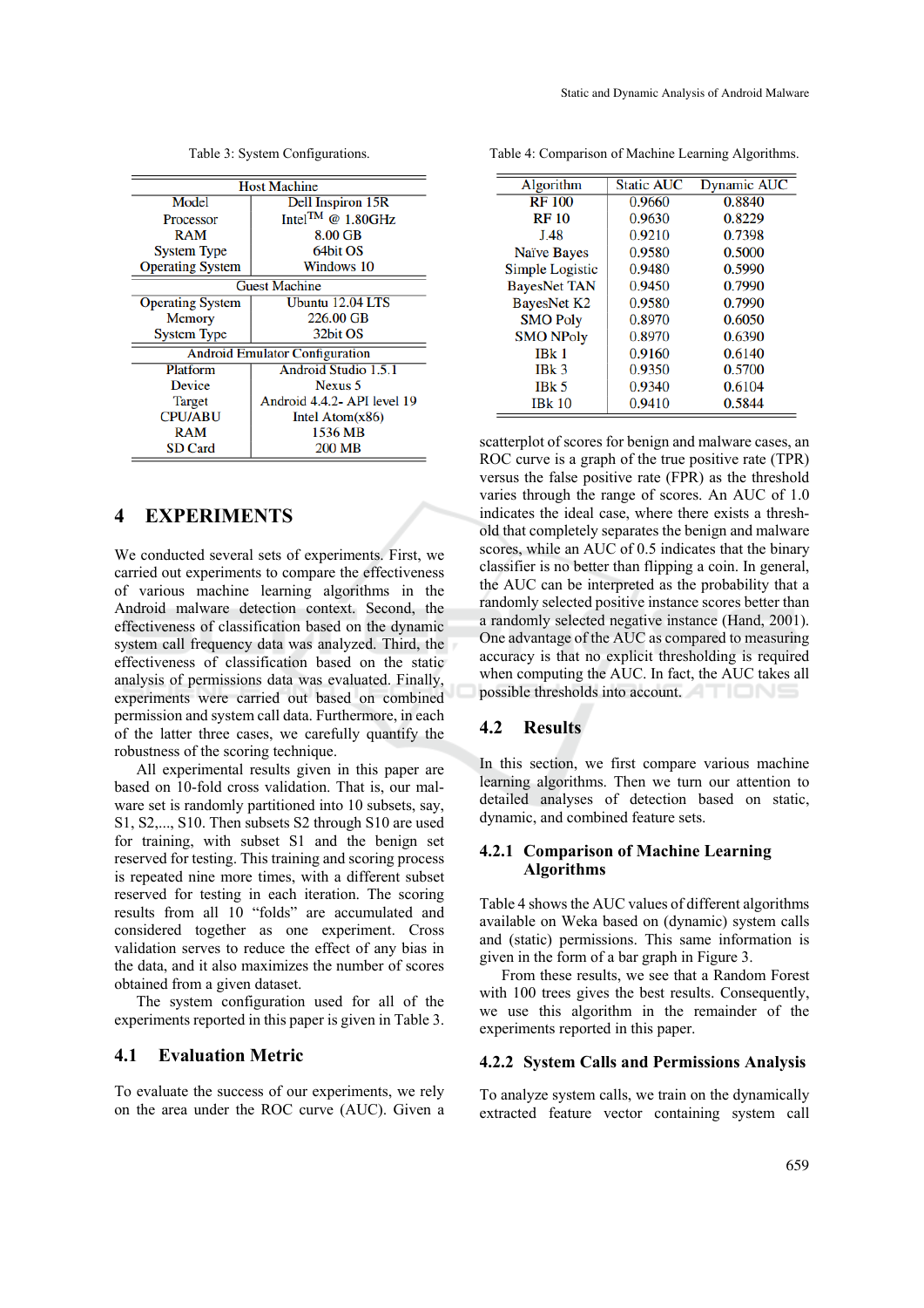Table 3: System Configurations.

| Host Machine | |
|---|---|
| Model | Dell Inspiron 15R |
| Processor | Intel$^{TM}$ @ 1.80GHz |
| RAM | 8.00 GB |
| System Type | 64bit OS |
| Operating System | Windows 10 |
| **Guest Machine** | |
| Operating System | Ubuntu 12.04 LTS |
| Memory | 226.00 GB |
| System Type | 32bit OS |
| **Android Emulator Configuration** | |
| Platform | Android Studio 1.5.1 |
| Device | Nexus 5 |
| Target | Android 4.4.2- API level 19 |
| CPU/ABU | Intel Atom(x86) |
| RAM | 1536 MB |
| SD Card | 200 MB |

Table 4: Comparison of Machine Learning Algorithms.

| Algorithm | Static AUC | Dynamic AUC |
|---|---|---|
| RF 100 | 0.9660 | 0.8840 |
| RF 10 | 0.9630 | 0.8229 |
| J.48 | 0.9210 | 0.7398 |
| Naïve Bayes | 0.9580 | 0.5000 |
| Simple Logistic | 0.9480 | 0.5990 |
| BayesNet TAN | 0.9450 | 0.7990 |
| BayesNet K2 | 0.9580 | 0.7990 |
| SMO Poly | 0.8970 | 0.6050 |
| SMO NPoly | 0.8970 | 0.6390 |
| IBk 1 | 0.9160 | 0.6140 |
| IBk 3 | 0.9350 | 0.5700 |
| IBk 5 | 0.9340 | 0.6104 |
| IBk 10 | 0.9410 | 0.5844 |

# 4 EXPERIMENTS

We conducted several sets of experiments. First, we carried out experiments to compare the effectiveness of various machine learning algorithms in the Android malware detection context. Second, the effectiveness of classification based on the dynamic system call frequency data was analyzed. Third, the effectiveness of classification based on the static analysis of permissions data was evaluated. Finally, experiments were carried out based on combined permission and system call data. Furthermore, in each of the latter three cases, we carefully quantify the robustness of the scoring technique.

All experimental results given in this paper are based on 10-fold cross validation. That is, our malware set is randomly partitioned into 10 subsets, say, S1, S2,..., S10. Then subsets S2 through S10 are used for training, with subset S1 and the benign set reserved for testing. This training and scoring process is repeated nine more times, with a different subset reserved for testing in each iteration. The scoring results from all 10 "folds" are accumulated and considered together as one experiment. Cross validation serves to reduce the effect of any bias in the data, and it also maximizes the number of scores obtained from a given dataset.

The system configuration used for all of the experiments reported in this paper is given in Table 3.

## 4.1 Evaluation Metric

To evaluate the success of our experiments, we rely on the area under the ROC curve (AUC). Given a scatterplot of scores for benign and malware cases, an ROC curve is a graph of the true positive rate (TPR) versus the false positive rate (FPR) as the threshold varies through the range of scores. An AUC of 1.0 indicates the ideal case, where there exists a threshold that completely separates the benign and malware scores, while an AUC of 0.5 indicates that the binary classifier is no better than flipping a coin. In general, the AUC can be interpreted as the probability that a randomly selected positive instance scores better than a randomly selected negative instance (Hand, 2001). One advantage of the AUC as compared to measuring accuracy is that no explicit thresholding is required when computing the AUC. In fact, the AUC takes all possible thresholds into account.

## 4.2 Results

In this section, we first compare various machine learning algorithms. Then we turn our attention to detailed analyses of detection based on static, dynamic, and combined feature sets.

### 4.2.1 Comparison of Machine Learning Algorithms

Table 4 shows the AUC values of different algorithms available on Weka based on (dynamic) system calls and (static) permissions. This same information is given in the form of a bar graph in Figure 3.

From these results, we see that a Random Forest with 100 trees gives the best results. Consequently, we use this algorithm in the remainder of the experiments reported in this paper.

### 4.2.2 System Calls and Permissions Analysis

To analyze system calls, we train on the dynamically extracted feature vector containing system call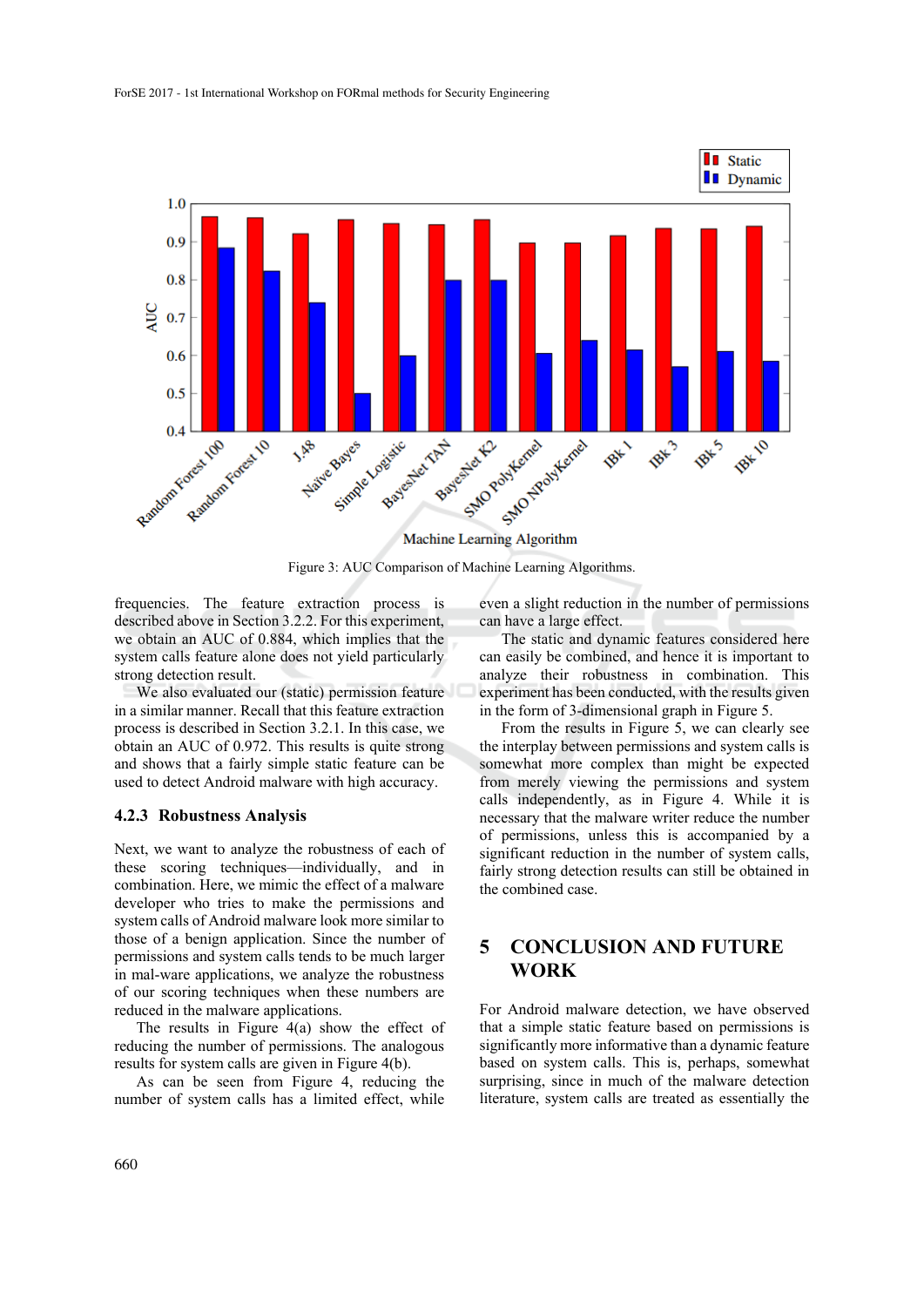Figure 3: AUC Comparison of Machine Learning Algorithms.

frequencies. The feature extraction process is described above in Section 3.2.2. For this experiment, we obtain an AUC of 0.884, which implies that the system calls feature alone does not yield particularly strong detection result.

We also evaluated our (static) permission feature in a similar manner. Recall that this feature extraction process is described in Section 3.2.1. In this case, we obtain an AUC of 0.972. This results is quite strong and shows that a fairly simple static feature can be used to detect Android malware with high accuracy.

### 4.2.3 Robustness Analysis

Next, we want to analyze the robustness of each of these scoring techniques—individually, and in combination. Here, we mimic the effect of a malware developer who tries to make the permissions and system calls of Android malware look more similar to those of a benign application. Since the number of permissions and system calls tends to be much larger in mal-ware applications, we analyze the robustness of our scoring techniques when these numbers are reduced in the malware applications.

The results in Figure 4(a) show the effect of reducing the number of permissions. The analogous results for system calls are given in Figure 4(b).

As can be seen from Figure 4, reducing the number of system calls has a limited effect, while even a slight reduction in the number of permissions can have a large effect.

The static and dynamic features considered here can easily be combined, and hence it is important to analyze their robustness in combination. This experiment has been conducted, with the results given in the form of 3-dimensional graph in Figure 5.

From the results in Figure 5, we can clearly see the interplay between permissions and system calls is somewhat more complex than might be expected from merely viewing the permissions and system calls independently, as in Figure 4. While it is necessary that the malware writer reduce the number of permissions, unless this is accompanied by a significant reduction in the number of system calls, fairly strong detection results can still be obtained in the combined case.

## 5 CONCLUSION AND FUTURE WORK

For Android malware detection, we have observed that a simple static feature based on permissions is significantly more informative than a dynamic feature based on system calls. This is, perhaps, somewhat surprising, since in much of the malware detection literature, system calls are treated as essentially the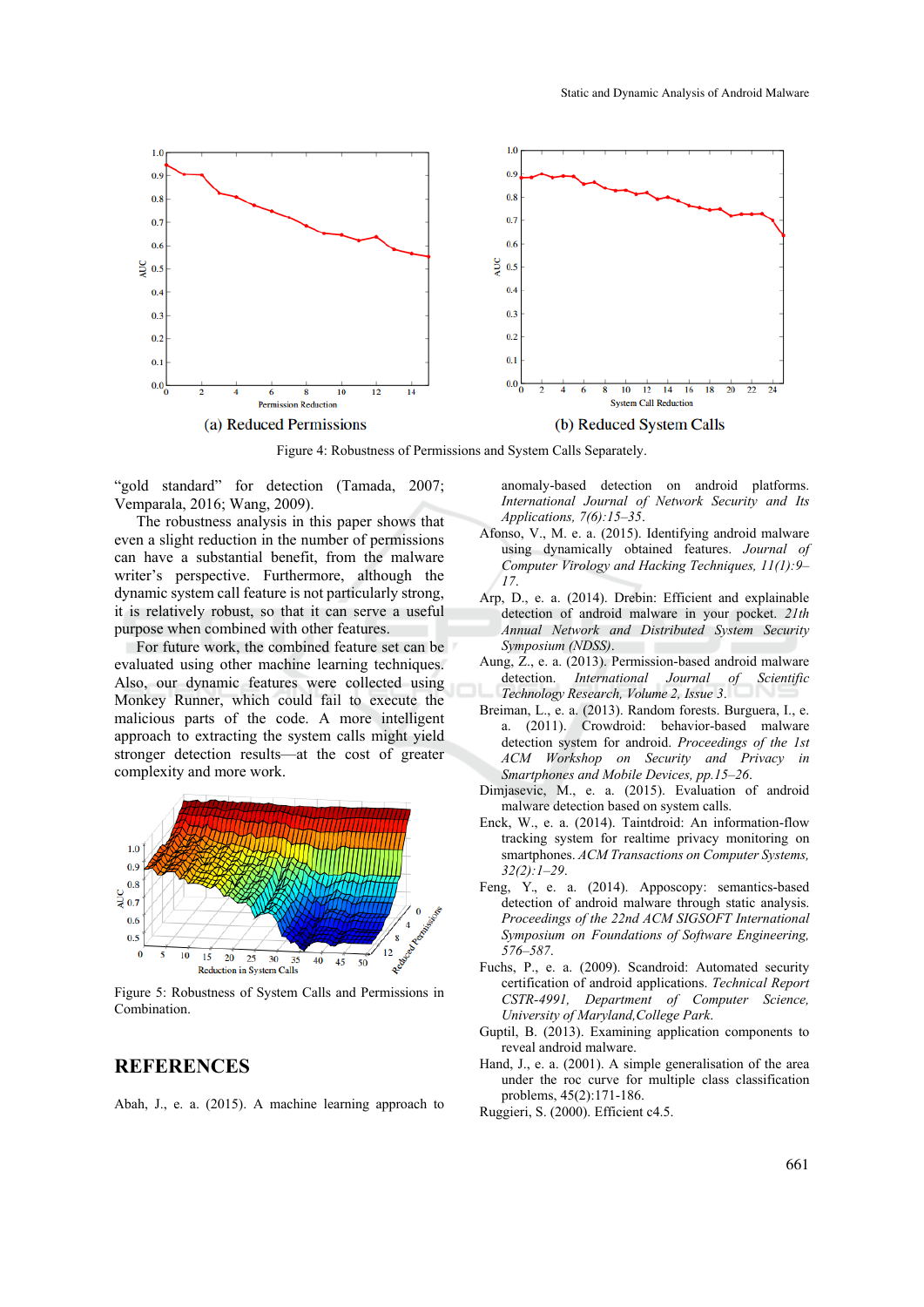(a) Reduced Permissions

(b) Reduced System Calls

Figure 4: Robustness of Permissions and System Calls Separately.

"gold standard" for detection (Tamada, 2007; Vemparala, 2016; Wang, 2009).

The robustness analysis in this paper shows that even a slight reduction in the number of permissions can have a substantial benefit, from the malware writer's perspective. Furthermore, although the dynamic system call feature is not particularly strong, it is relatively robust, so that it can serve a useful purpose when combined with other features.

For future work, the combined feature set can be evaluated using other machine learning techniques. Also, our dynamic features were collected using Monkey Runner, which could fail to execute the malicious parts of the code. A more intelligent approach to extracting the system calls might yield stronger detection results—at the cost of greater complexity and more work.

Figure 5: Robustness of System Calls and Permissions in Combination.

## REFERENCES

Abah, J., e. a. (2015). A machine learning approach to anomaly-based detection on android platforms. *International Journal of Network Security and Its Applications, 7(6):15–35*.

Afonso, V., M. e. a. (2015). Identifying android malware using dynamically obtained features. *Journal of Computer Virology and Hacking Techniques, 11(1):9–17*.

Arp, D., e. a. (2014). Drebin: Efficient and explainable detection of android malware in your pocket. *21th Annual Network and Distributed System Security Symposium (NDSS)*.

Aung, Z., e. a. (2013). Permission-based android malware detection. *International Journal of Scientific Technology Research, Volume 2, Issue 3*.

Breiman, L., e. a. (2013). Random forests. Burguera, I., e. a. (2011). Crowdroid: behavior-based malware detection system for android. *Proceedings of the 1st ACM Workshop on Security and Privacy in Smartphones and Mobile Devices, pp.15–26*.

Dimjasevic, M., e. a. (2015). Evaluation of android malware detection based on system calls.

Enck, W., e. a. (2014). Taintdroid: An information-flow tracking system for realtime privacy monitoring on smartphones. *ACM Transactions on Computer Systems, 32(2):1–29*.

Feng, Y., e. a. (2014). Apposcopy: semantics-based detection of android malware through static analysis. *Proceedings of the 22nd ACM SIGSOFT International Symposium on Foundations of Software Engineering, 576–587*.

Fuchs, P., e. a. (2009). Scandroid: Automated security certification of android applications. *Technical Report CSTR-4991, Department of Computer Science, University of Maryland,College Park*.

Guptil, B. (2013). Examining application components to reveal android malware.

Hand, J., e. a. (2001). A simple generalisation of the area under the roc curve for multiple class classification problems, 45(2):171-186.

Ruggieri, S. (2000). Efficient c4.5.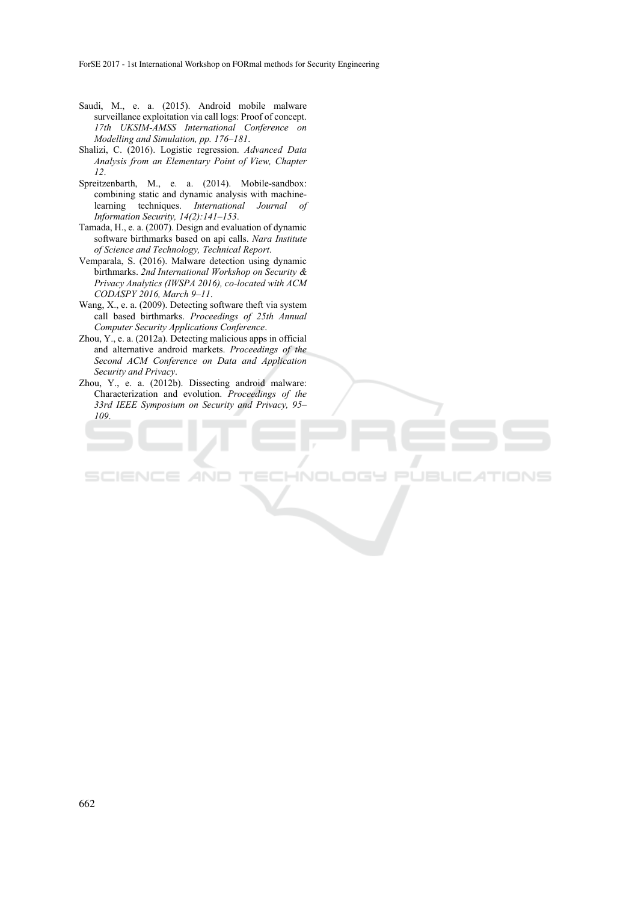Saudi, M., e. a. (2015). Android mobile malware surveillance exploitation via call logs: Proof of concept. *17th UKSIM-AMSS International Conference on Modelling and Simulation, pp. 176–181*.

Shalizi, C. (2016). Logistic regression. *Advanced Data Analysis from an Elementary Point of View, Chapter 12*.

Spreitzenbarth, M., e. a. (2014). Mobile-sandbox: combining static and dynamic analysis with machine-learning techniques. *International Journal of Information Security, 14(2):141–153*.

Tamada, H., e. a. (2007). Design and evaluation of dynamic software birthmarks based on api calls. *Nara Institute of Science and Technology, Technical Report*.

Vemparala, S. (2016). Malware detection using dynamic birthmarks. *2nd International Workshop on Security & Privacy Analytics (IWSPA 2016), co-located with ACM CODASPY 2016, March 9–11*.

Wang, X., e. a. (2009). Detecting software theft via system call based birthmarks. *Proceedings of 25th Annual Computer Security Applications Conference*.

Zhou, Y., e. a. (2012a). Detecting malicious apps in official and alternative android markets. *Proceedings of the Second ACM Conference on Data and Application Security and Privacy*.

Zhou, Y., e. a. (2012b). Dissecting android malware: Characterization and evolution. *Proceedings of the 33rd IEEE Symposium on Security and Privacy, 95–109*.